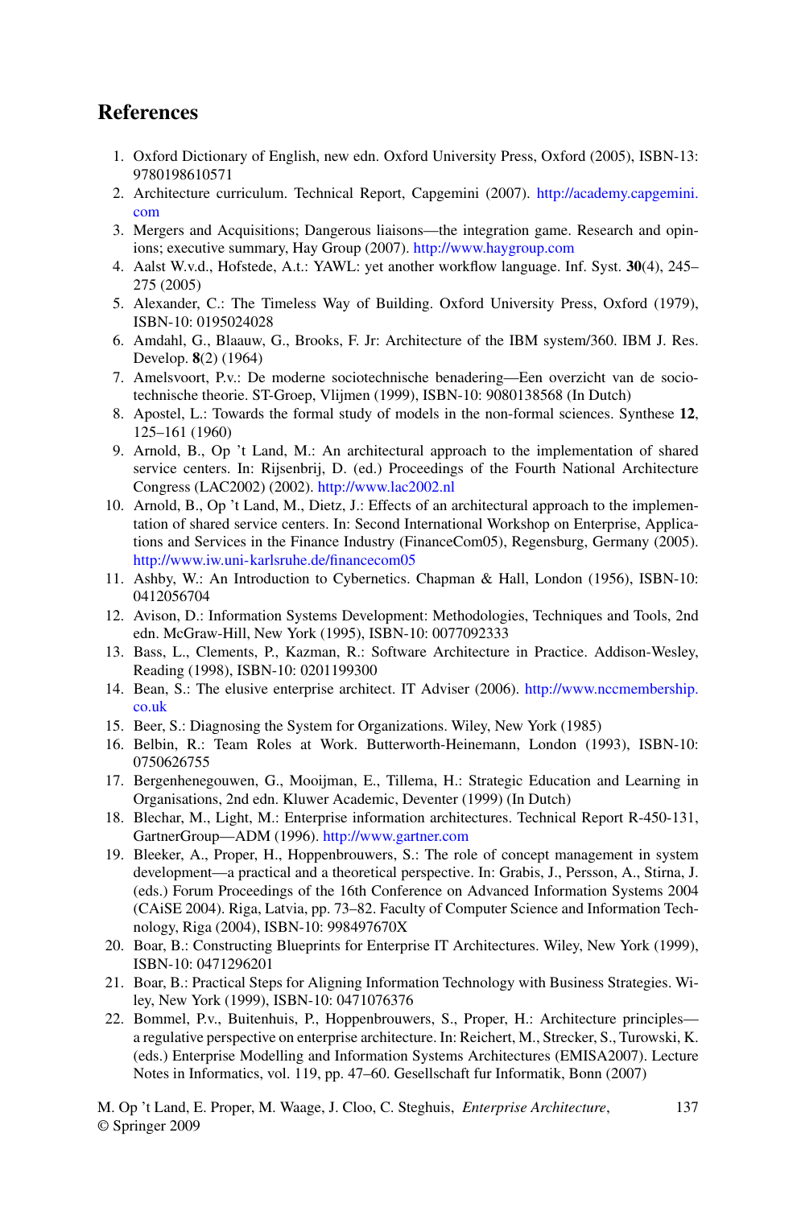# References

1. Oxford Dictionary of English, new edn. Oxford University Press, Oxford (2005), ISBN-13: 9780198610571
2. Architecture curriculum. Technical Report, Capgemini (2007). http://academy.capgemini.com
3. Mergers and Acquisitions; Dangerous liaisons—the integration game. Research and opinions; executive summary, Hay Group (2007). http://www.haygroup.com
4. Aalst W.v.d., Hofstede, A.t.: YAWL: yet another workflow language. Inf. Syst. **30**(4), 245–275 (2005)
5. Alexander, C.: The Timeless Way of Building. Oxford University Press, Oxford (1979), ISBN-10: 0195024028
6. Amdahl, G., Blaauw, G., Brooks, F. Jr: Architecture of the IBM system/360. IBM J. Res. Develop. **8**(2) (1964)
7. Amelsvoort, P.v.: De moderne sociotechnische benadering—Een overzicht van de sociotechnische theorie. ST-Groep, Vlijmen (1999), ISBN-10: 9080138568 (In Dutch)
8. Apostel, L.: Towards the formal study of models in the non-formal sciences. Synthese **12**, 125–161 (1960)
9. Arnold, B., Op 't Land, M.: An architectural approach to the implementation of shared service centers. In: Rijsenbrij, D. (ed.) Proceedings of the Fourth National Architecture Congress (LAC2002) (2002). http://www.lac2002.nl
10. Arnold, B., Op 't Land, M., Dietz, J.: Effects of an architectural approach to the implementation of shared service centers. In: Second International Workshop on Enterprise, Applications and Services in the Finance Industry (FinanceCom05), Regensburg, Germany (2005). http://www.iw.uni-karlsruhe.de/financecom05
11. Ashby, W.: An Introduction to Cybernetics. Chapman & Hall, London (1956), ISBN-10: 0412056704
12. Avison, D.: Information Systems Development: Methodologies, Techniques and Tools, 2nd edn. McGraw-Hill, New York (1995), ISBN-10: 0077092333
13. Bass, L., Clements, P., Kazman, R.: Software Architecture in Practice. Addison-Wesley, Reading (1998), ISBN-10: 0201199300
14. Bean, S.: The elusive enterprise architect. IT Adviser (2006). http://www.nccmembership.co.uk
15. Beer, S.: Diagnosing the System for Organizations. Wiley, New York (1985)
16. Belbin, R.: Team Roles at Work. Butterworth-Heinemann, London (1993), ISBN-10: 0750626755
17. Bergenhenegouwen, G., Mooijman, E., Tillema, H.: Strategic Education and Learning in Organisations, 2nd edn. Kluwer Academic, Deventer (1999) (In Dutch)
18. Blechar, M., Light, M.: Enterprise information architectures. Technical Report R-450-131, GartnerGroup—ADM (1996). http://www.gartner.com
19. Bleeker, A., Proper, H., Hoppenbrouwers, S.: The role of concept management in system development—a practical and a theoretical perspective. In: Grabis, J., Persson, A., Stirna, J. (eds.) Forum Proceedings of the 16th Conference on Advanced Information Systems 2004 (CAiSE 2004). Riga, Latvia, pp. 73–82. Faculty of Computer Science and Information Technology, Riga (2004), ISBN-10: 998497670X
20. Boar, B.: Constructing Blueprints for Enterprise IT Architectures. Wiley, New York (1999), ISBN-10: 0471296201
21. Boar, B.: Practical Steps for Aligning Information Technology with Business Strategies. Wiley, New York (1999), ISBN-10: 0471076376
22. Bommel, P.v., Buitenhuis, P., Hoppenbrouwers, S., Proper, H.: Architecture principles—a regulative perspective on enterprise architecture. In: Reichert, M., Strecker, S., Turowski, K. (eds.) Enterprise Modelling and Information Systems Architectures (EMISA2007). Lecture Notes in Informatics, vol. 119, pp. 47–60. Gesellschaft fur Informatik, Bonn (2007)

M. Op 't Land, E. Proper, M. Waage, J. Cloo, C. Steghuis, *Enterprise Architecture*, © Springer 2009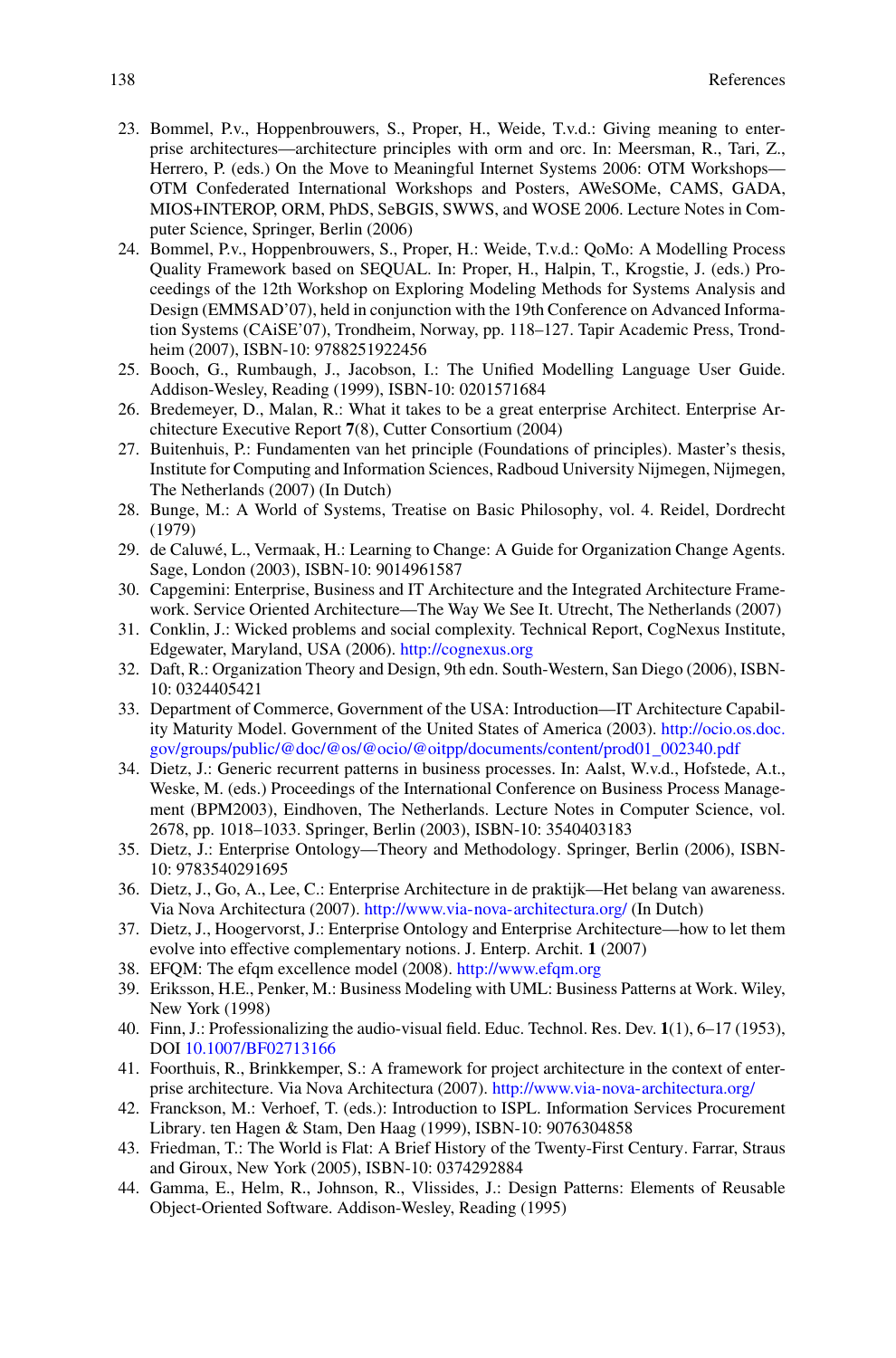23. Bommel, P.v., Hoppenbrouwers, S., Proper, H., Weide, T.v.d.: Giving meaning to enterprise architectures—architecture principles with orm and orc. In: Meersman, R., Tari, Z., Herrero, P. (eds.) On the Move to Meaningful Internet Systems 2006: OTM Workshops—OTM Confederated International Workshops and Posters, AWeSOMe, CAMS, GADA, MIOS+INTEROP, ORM, PhDS, SeBGIS, SWWS, and WOSE 2006. Lecture Notes in Computer Science, Springer, Berlin (2006)
24. Bommel, P.v., Hoppenbrouwers, S., Proper, H.: Weide, T.v.d.: QoMo: A Modelling Process Quality Framework based on SEQUAL. In: Proper, H., Halpin, T., Krogstie, J. (eds.) Proceedings of the 12th Workshop on Exploring Modeling Methods for Systems Analysis and Design (EMMSAD'07), held in conjunction with the 19th Conference on Advanced Information Systems (CAiSE'07), Trondheim, Norway, pp. 118–127. Tapir Academic Press, Trondheim (2007), ISBN-10: 9788251922456
25. Booch, G., Rumbaugh, J., Jacobson, I.: The Unified Modelling Language User Guide. Addison-Wesley, Reading (1999), ISBN-10: 0201571684
26. Bredemeyer, D., Malan, R.: What it takes to be a great enterprise Architect. Enterprise Architecture Executive Report **7**(8), Cutter Consortium (2004)
27. Buitenhuis, P.: Fundamenten van het principle (Foundations of principles). Master's thesis, Institute for Computing and Information Sciences, Radboud University Nijmegen, Nijmegen, The Netherlands (2007) (In Dutch)
28. Bunge, M.: A World of Systems, Treatise on Basic Philosophy, vol. 4. Reidel, Dordrecht (1979)
29. de Caluwé, L., Vermaak, H.: Learning to Change: A Guide for Organization Change Agents. Sage, London (2003), ISBN-10: 9014961587
30. Capgemini: Enterprise, Business and IT Architecture and the Integrated Architecture Framework. Service Oriented Architecture—The Way We See It. Utrecht, The Netherlands (2007)
31. Conklin, J.: Wicked problems and social complexity. Technical Report, CogNexus Institute, Edgewater, Maryland, USA (2006). http://cognexus.org
32. Daft, R.: Organization Theory and Design, 9th edn. South-Western, San Diego (2006), ISBN-10: 0324405421
33. Department of Commerce, Government of the USA: Introduction—IT Architecture Capability Maturity Model. Government of the United States of America (2003). http://ocio.os.doc.gov/groups/public/@doc/@os/@ocio/@oitpp/documents/content/prod01_002340.pdf
34. Dietz, J.: Generic recurrent patterns in business processes. In: Aalst, W.v.d., Hofstede, A.t., Weske, M. (eds.) Proceedings of the International Conference on Business Process Management (BPM2003), Eindhoven, The Netherlands. Lecture Notes in Computer Science, vol. 2678, pp. 1018–1033. Springer, Berlin (2003), ISBN-10: 3540403183
35. Dietz, J.: Enterprise Ontology—Theory and Methodology. Springer, Berlin (2006), ISBN-10: 9783540291695
36. Dietz, J., Go, A., Lee, C.: Enterprise Architecture in de praktijk—Het belang van awareness. Via Nova Architectura (2007). http://www.via-nova-architectura.org/ (In Dutch)
37. Dietz, J., Hoogervorst, J.: Enterprise Ontology and Enterprise Architecture—how to let them evolve into effective complementary notions. J. Enterp. Archit. **1** (2007)
38. EFQM: The efqm excellence model (2008). http://www.efqm.org
39. Eriksson, H.E., Penker, M.: Business Modeling with UML: Business Patterns at Work. Wiley, New York (1998)
40. Finn, J.: Professionalizing the audio-visual field. Educ. Technol. Res. Dev. **1**(1), 6–17 (1953), DOI 10.1007/BF02713166
41. Foorthuis, R., Brinkkemper, S.: A framework for project architecture in the context of enterprise architecture. Via Nova Architectura (2007). http://www.via-nova-architectura.org/
42. Franckson, M.: Verhoef, T. (eds.): Introduction to ISPL. Information Services Procurement Library. ten Hagen & Stam, Den Haag (1999), ISBN-10: 9076304858
43. Friedman, T.: The World is Flat: A Brief History of the Twenty-First Century. Farrar, Straus and Giroux, New York (2005), ISBN-10: 0374292884
44. Gamma, E., Helm, R., Johnson, R., Vlissides, J.: Design Patterns: Elements of Reusable Object-Oriented Software. Addison-Wesley, Reading (1995)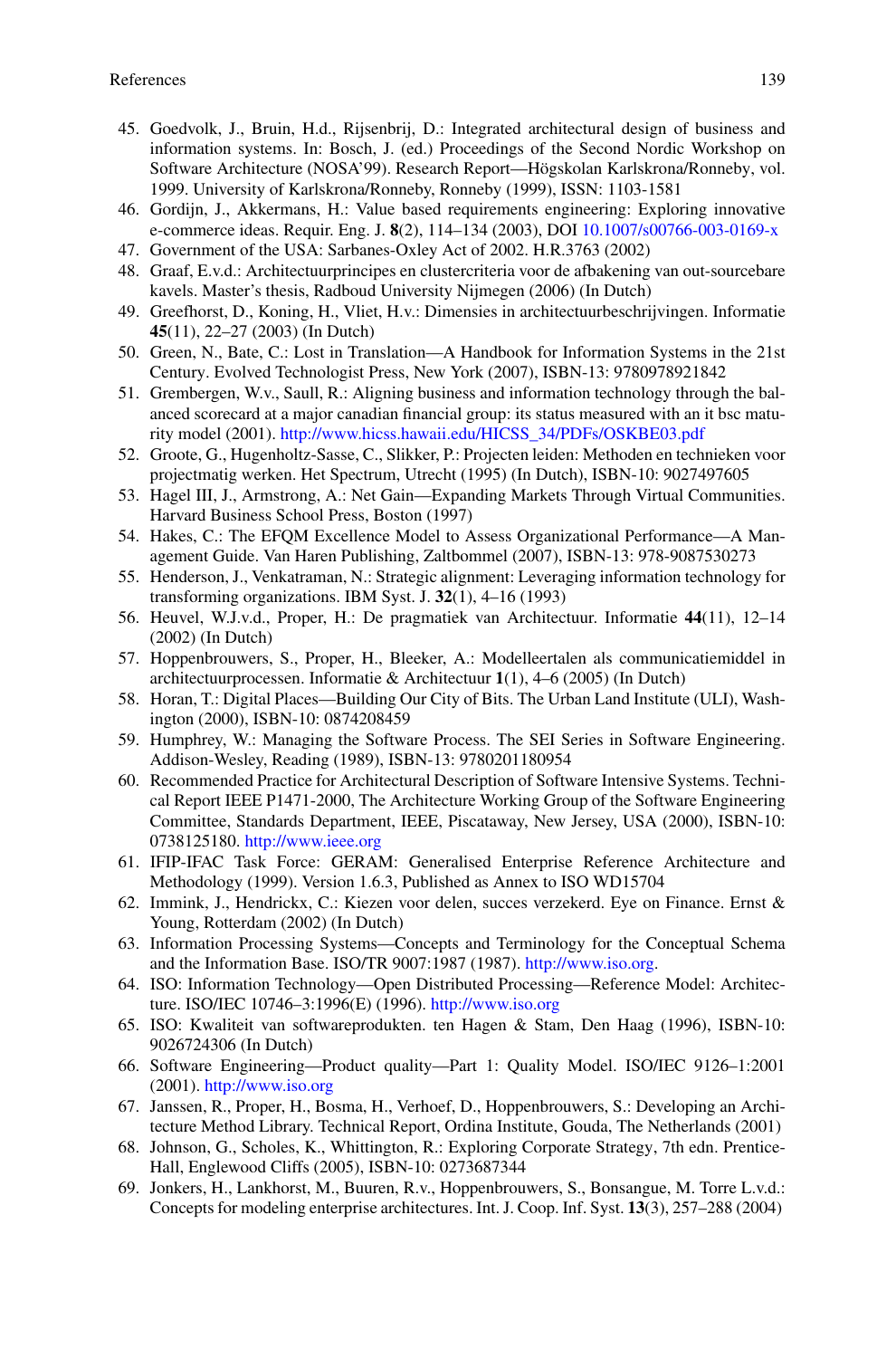45. Goedvolk, J., Bruin, H.d., Rijsenbrij, D.: Integrated architectural design of business and information systems. In: Bosch, J. (ed.) Proceedings of the Second Nordic Workshop on Software Architecture (NOSA'99). Research Report—Högskolan Karlskrona/Ronneby, vol. 1999. University of Karlskrona/Ronneby, Ronneby (1999), ISSN: 1103-1581
46. Gordijn, J., Akkermans, H.: Value based requirements engineering: Exploring innovative e-commerce ideas. Requir. Eng. J. **8**(2), 114–134 (2003), DOI 10.1007/s00766-003-0169-x
47. Government of the USA: Sarbanes-Oxley Act of 2002. H.R.3763 (2002)
48. Graaf, E.v.d.: Architectuurprincipes en clustercriteria voor de afbakening van out-sourcebare kavels. Master's thesis, Radboud University Nijmegen (2006) (In Dutch)
49. Greefhorst, D., Koning, H., Vliet, H.v.: Dimensies in architectuurbeschrijvingen. Informatie **45**(11), 22–27 (2003) (In Dutch)
50. Green, N., Bate, C.: Lost in Translation—A Handbook for Information Systems in the 21st Century. Evolved Technologist Press, New York (2007), ISBN-13: 9780978921842
51. Grembergen, W.v., Saull, R.: Aligning business and information technology through the balanced scorecard at a major canadian financial group: its status measured with an it bsc maturity model (2001). http://www.hicss.hawaii.edu/HICSS_34/PDFs/OSKBE03.pdf
52. Groote, G., Hugenholtz-Sasse, C., Slikker, P.: Projecten leiden: Methoden en technieken voor projectmatig werken. Het Spectrum, Utrecht (1995) (In Dutch), ISBN-10: 9027497605
53. Hagel III, J., Armstrong, A.: Net Gain—Expanding Markets Through Virtual Communities. Harvard Business School Press, Boston (1997)
54. Hakes, C.: The EFQM Excellence Model to Assess Organizational Performance—A Management Guide. Van Haren Publishing, Zaltbommel (2007), ISBN-13: 978-9087530273
55. Henderson, J., Venkatraman, N.: Strategic alignment: Leveraging information technology for transforming organizations. IBM Syst. J. **32**(1), 4–16 (1993)
56. Heuvel, W.J.v.d., Proper, H.: De pragmatiek van Architectuur. Informatie **44**(11), 12–14 (2002) (In Dutch)
57. Hoppenbrouwers, S., Proper, H., Bleeker, A.: Modelleertalen als communicatiemiddel in architectuurprocessen. Informatie & Architectuur **1**(1), 4–6 (2005) (In Dutch)
58. Horan, T.: Digital Places—Building Our City of Bits. The Urban Land Institute (ULI), Washington (2000), ISBN-10: 0874208459
59. Humphrey, W.: Managing the Software Process. The SEI Series in Software Engineering. Addison-Wesley, Reading (1989), ISBN-13: 9780201180954
60. Recommended Practice for Architectural Description of Software Intensive Systems. Technical Report IEEE P1471-2000, The Architecture Working Group of the Software Engineering Committee, Standards Department, IEEE, Piscataway, New Jersey, USA (2000), ISBN-10: 0738125180. http://www.ieee.org
61. IFIP-IFAC Task Force: GERAM: Generalised Enterprise Reference Architecture and Methodology (1999). Version 1.6.3, Published as Annex to ISO WD15704
62. Immink, J., Hendrickx, C.: Kiezen voor delen, succes verzekerd. Eye on Finance. Ernst & Young, Rotterdam (2002) (In Dutch)
63. Information Processing Systems—Concepts and Terminology for the Conceptual Schema and the Information Base. ISO/TR 9007:1987 (1987). http://www.iso.org.
64. ISO: Information Technology—Open Distributed Processing—Reference Model: Architecture. ISO/IEC 10746–3:1996(E) (1996). http://www.iso.org
65. ISO: Kwaliteit van softwareprodukten. ten Hagen & Stam, Den Haag (1996), ISBN-10: 9026724306 (In Dutch)
66. Software Engineering—Product quality—Part 1: Quality Model. ISO/IEC 9126–1:2001 (2001). http://www.iso.org
67. Janssen, R., Proper, H., Bosma, H., Verhoef, D., Hoppenbrouwers, S.: Developing an Architecture Method Library. Technical Report, Ordina Institute, Gouda, The Netherlands (2001)
68. Johnson, G., Scholes, K., Whittington, R.: Exploring Corporate Strategy, 7th edn. Prentice-Hall, Englewood Cliffs (2005), ISBN-10: 0273687344
69. Jonkers, H., Lankhorst, M., Buuren, R.v., Hoppenbrouwers, S., Bonsangue, M. Torre L.v.d.: Concepts for modeling enterprise architectures. Int. J. Coop. Inf. Syst. **13**(3), 257–288 (2004)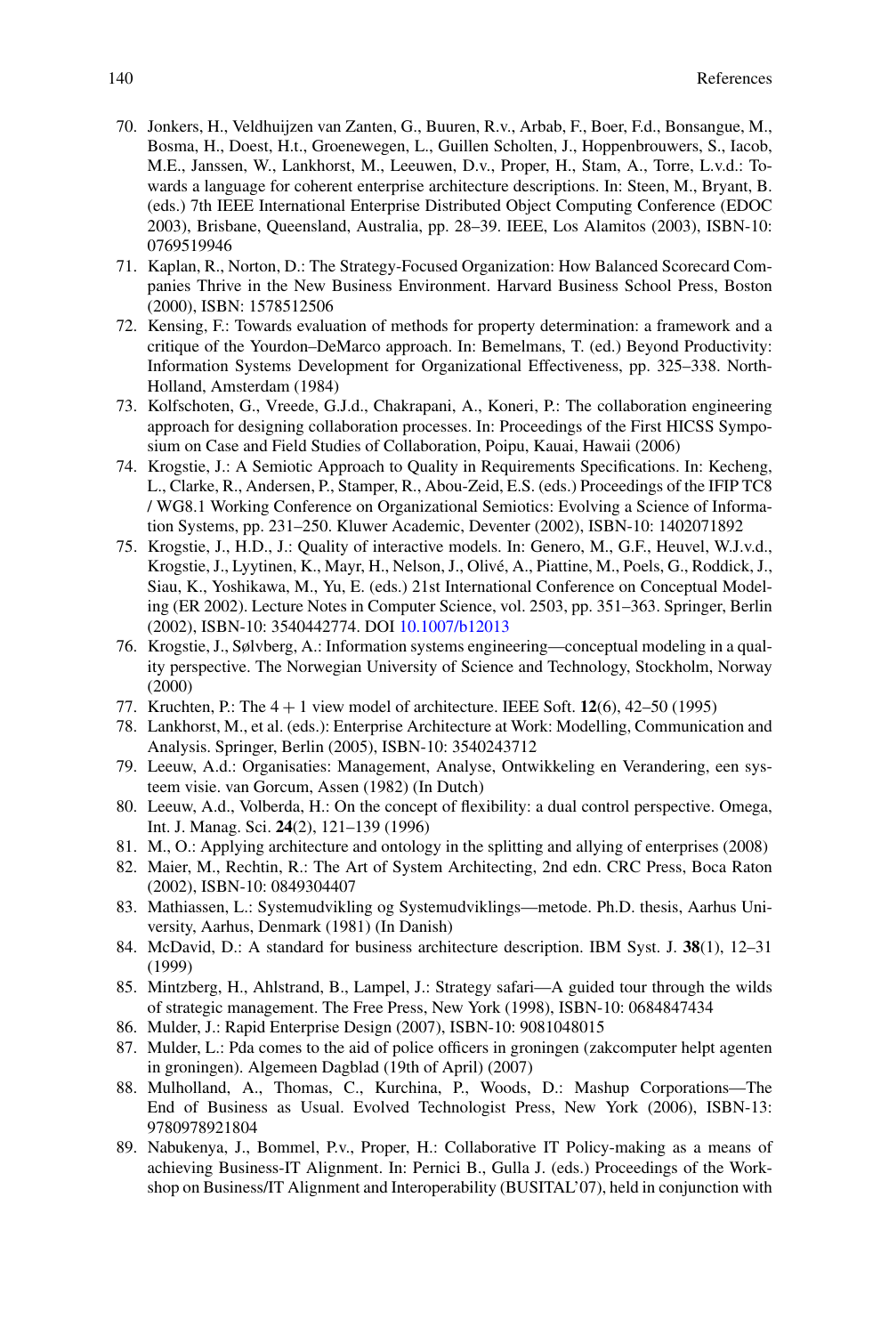70. Jonkers, H., Veldhuijzen van Zanten, G., Buuren, R.v., Arbab, F., Boer, F.d., Bonsangue, M., Bosma, H., Doest, H.t., Groenewegen, L., Guillen Scholten, J., Hoppenbrouwers, S., Iacob, M.E., Janssen, W., Lankhorst, M., Leeuwen, D.v., Proper, H., Stam, A., Torre, L.v.d.: Towards a language for coherent enterprise architecture descriptions. In: Steen, M., Bryant, B. (eds.) 7th IEEE International Enterprise Distributed Object Computing Conference (EDOC 2003), Brisbane, Queensland, Australia, pp. 28–39. IEEE, Los Alamitos (2003), ISBN-10: 0769519946
71. Kaplan, R., Norton, D.: The Strategy-Focused Organization: How Balanced Scorecard Companies Thrive in the New Business Environment. Harvard Business School Press, Boston (2000), ISBN: 1578512506
72. Kensing, F.: Towards evaluation of methods for property determination: a framework and a critique of the Yourdon–DeMarco approach. In: Bemelmans, T. (ed.) Beyond Productivity: Information Systems Development for Organizational Effectiveness, pp. 325–338. North-Holland, Amsterdam (1984)
73. Kolfschoten, G., Vreede, G.J.d., Chakrapani, A., Koneri, P.: The collaboration engineering approach for designing collaboration processes. In: Proceedings of the First HICSS Symposium on Case and Field Studies of Collaboration, Poipu, Kauai, Hawaii (2006)
74. Krogstie, J.: A Semiotic Approach to Quality in Requirements Specifications. In: Kecheng, L., Clarke, R., Andersen, P., Stamper, R., Abou-Zeid, E.S. (eds.) Proceedings of the IFIP TC8 / WG8.1 Working Conference on Organizational Semiotics: Evolving a Science of Information Systems, pp. 231–250. Kluwer Academic, Deventer (2002), ISBN-10: 1402071892
75. Krogstie, J., H.D., J.: Quality of interactive models. In: Genero, M., G.F., Heuvel, W.J.v.d., Krogstie, J., Lyytinen, K., Mayr, H., Nelson, J., Olivé, A., Piattine, M., Poels, G., Roddick, J., Siau, K., Yoshikawa, M., Yu, E. (eds.) 21st International Conference on Conceptual Modeling (ER 2002). Lecture Notes in Computer Science, vol. 2503, pp. 351–363. Springer, Berlin (2002), ISBN-10: 3540442774. DOI 10.1007/b12013
76. Krogstie, J., Sølvberg, A.: Information systems engineering—conceptual modeling in a quality perspective. The Norwegian University of Science and Technology, Stockholm, Norway (2000)
77. Kruchten, P.: The 4 + 1 view model of architecture. IEEE Soft. **12**(6), 42–50 (1995)
78. Lankhorst, M., et al. (eds.): Enterprise Architecture at Work: Modelling, Communication and Analysis. Springer, Berlin (2005), ISBN-10: 3540243712
79. Leeuw, A.d.: Organisaties: Management, Analyse, Ontwikkeling en Verandering, een systeem visie. van Gorcum, Assen (1982) (In Dutch)
80. Leeuw, A.d., Volberda, H.: On the concept of flexibility: a dual control perspective. Omega, Int. J. Manag. Sci. **24**(2), 121–139 (1996)
81. M., O.: Applying architecture and ontology in the splitting and allying of enterprises (2008)
82. Maier, M., Rechtin, R.: The Art of System Architecting, 2nd edn. CRC Press, Boca Raton (2002), ISBN-10: 0849304407
83. Mathiassen, L.: Systemudvikling og Systemudviklings—metode. Ph.D. thesis, Aarhus University, Aarhus, Denmark (1981) (In Danish)
84. McDavid, D.: A standard for business architecture description. IBM Syst. J. **38**(1), 12–31 (1999)
85. Mintzberg, H., Ahlstrand, B., Lampel, J.: Strategy safari—A guided tour through the wilds of strategic management. The Free Press, New York (1998), ISBN-10: 0684847434
86. Mulder, J.: Rapid Enterprise Design (2007), ISBN-10: 9081048015
87. Mulder, L.: Pda comes to the aid of police officers in groningen (zakcomputer helpt agenten in groningen). Algemeen Dagblad (19th of April) (2007)
88. Mulholland, A., Thomas, C., Kurchina, P., Woods, D.: Mashup Corporations—The End of Business as Usual. Evolved Technologist Press, New York (2006), ISBN-13: 9780978921804
89. Nabukenya, J., Bommel, P.v., Proper, H.: Collaborative IT Policy-making as a means of achieving Business-IT Alignment. In: Pernici B., Gulla J. (eds.) Proceedings of the Workshop on Business/IT Alignment and Interoperability (BUSITAL'07), held in conjunction with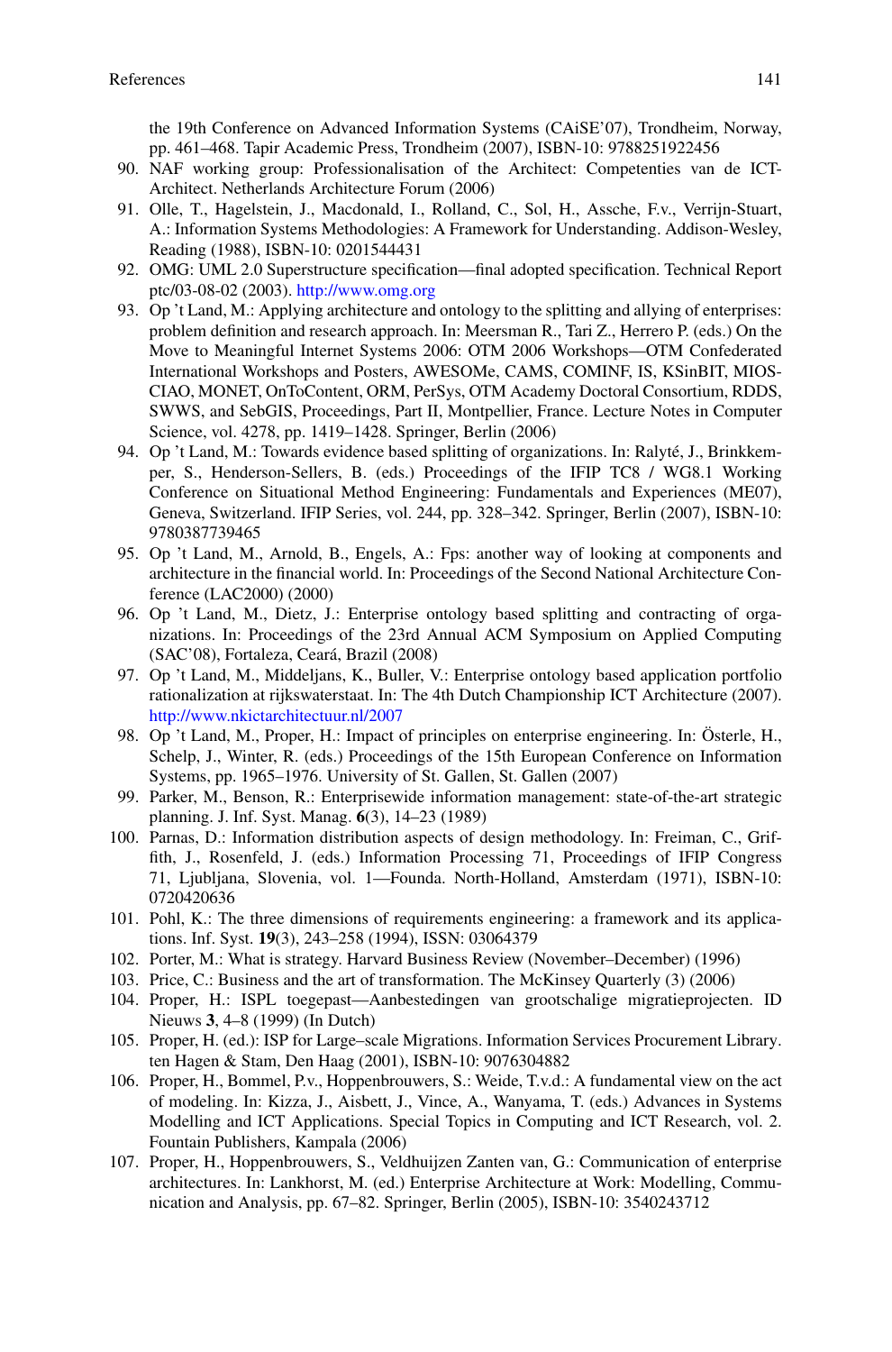the 19th Conference on Advanced Information Systems (CAiSE'07), Trondheim, Norway, pp. 461–468. Tapir Academic Press, Trondheim (2007), ISBN-10: 9788251922456

90. NAF working group: Professionalisation of the Architect: Competenties van de ICT-Architect. Netherlands Architecture Forum (2006)
91. Olle, T., Hagelstein, J., Macdonald, I., Rolland, C., Sol, H., Assche, F.v., Verrijn-Stuart, A.: Information Systems Methodologies: A Framework for Understanding. Addison-Wesley, Reading (1988), ISBN-10: 0201544431
92. OMG: UML 2.0 Superstructure specification—final adopted specification. Technical Report ptc/03-08-02 (2003). http://www.omg.org
93. Op 't Land, M.: Applying architecture and ontology to the splitting and allying of enterprises: problem definition and research approach. In: Meersman R., Tari Z., Herrero P. (eds.) On the Move to Meaningful Internet Systems 2006: OTM 2006 Workshops—OTM Confederated International Workshops and Posters, AWESOMe, CAMS, COMINF, IS, KSinBIT, MIOS-CIAO, MONET, OnToContent, ORM, PerSys, OTM Academy Doctoral Consortium, RDDS, SWWS, and SebGIS, Proceedings, Part II, Montpellier, France. Lecture Notes in Computer Science, vol. 4278, pp. 1419–1428. Springer, Berlin (2006)
94. Op 't Land, M.: Towards evidence based splitting of organizations. In: Ralyté, J., Brinkkemper, S., Henderson-Sellers, B. (eds.) Proceedings of the IFIP TC8 / WG8.1 Working Conference on Situational Method Engineering: Fundamentals and Experiences (ME07), Geneva, Switzerland. IFIP Series, vol. 244, pp. 328–342. Springer, Berlin (2007), ISBN-10: 9780387739465
95. Op 't Land, M., Arnold, B., Engels, A.: Fps: another way of looking at components and architecture in the financial world. In: Proceedings of the Second National Architecture Conference (LAC2000) (2000)
96. Op 't Land, M., Dietz, J.: Enterprise ontology based splitting and contracting of organizations. In: Proceedings of the 23rd Annual ACM Symposium on Applied Computing (SAC'08), Fortaleza, Ceará, Brazil (2008)
97. Op 't Land, M., Middeljans, K., Buller, V.: Enterprise ontology based application portfolio rationalization at rijkswaterstaat. In: The 4th Dutch Championship ICT Architecture (2007). http://www.nkictarchitectuur.nl/2007
98. Op 't Land, M., Proper, H.: Impact of principles on enterprise engineering. In: Österle, H., Schelp, J., Winter, R. (eds.) Proceedings of the 15th European Conference on Information Systems, pp. 1965–1976. University of St. Gallen, St. Gallen (2007)
99. Parker, M., Benson, R.: Enterprisewide information management: state-of-the-art strategic planning. J. Inf. Syst. Manag. **6**(3), 14–23 (1989)
100. Parnas, D.: Information distribution aspects of design methodology. In: Freiman, C., Griffith, J., Rosenfeld, J. (eds.) Information Processing 71, Proceedings of IFIP Congress 71, Ljubljana, Slovenia, vol. 1—Founda. North-Holland, Amsterdam (1971), ISBN-10: 0720420636
101. Pohl, K.: The three dimensions of requirements engineering: a framework and its applications. Inf. Syst. **19**(3), 243–258 (1994), ISSN: 03064379
102. Porter, M.: What is strategy. Harvard Business Review (November–December) (1996)
103. Price, C.: Business and the art of transformation. The McKinsey Quarterly (3) (2006)
104. Proper, H.: ISPL toegepast—Aanbestedingen van grootschalige migratieprojecten. ID Nieuws **3**, 4–8 (1999) (In Dutch)
105. Proper, H. (ed.): ISP for Large–scale Migrations. Information Services Procurement Library. ten Hagen & Stam, Den Haag (2001), ISBN-10: 9076304882
106. Proper, H., Bommel, P.v., Hoppenbrouwers, S.: Weide, T.v.d.: A fundamental view on the act of modeling. In: Kizza, J., Aisbett, J., Vince, A., Wanyama, T. (eds.) Advances in Systems Modelling and ICT Applications. Special Topics in Computing and ICT Research, vol. 2. Fountain Publishers, Kampala (2006)
107. Proper, H., Hoppenbrouwers, S., Veldhuijzen Zanten van, G.: Communication of enterprise architectures. In: Lankhorst, M. (ed.) Enterprise Architecture at Work: Modelling, Communication and Analysis, pp. 67–82. Springer, Berlin (2005), ISBN-10: 3540243712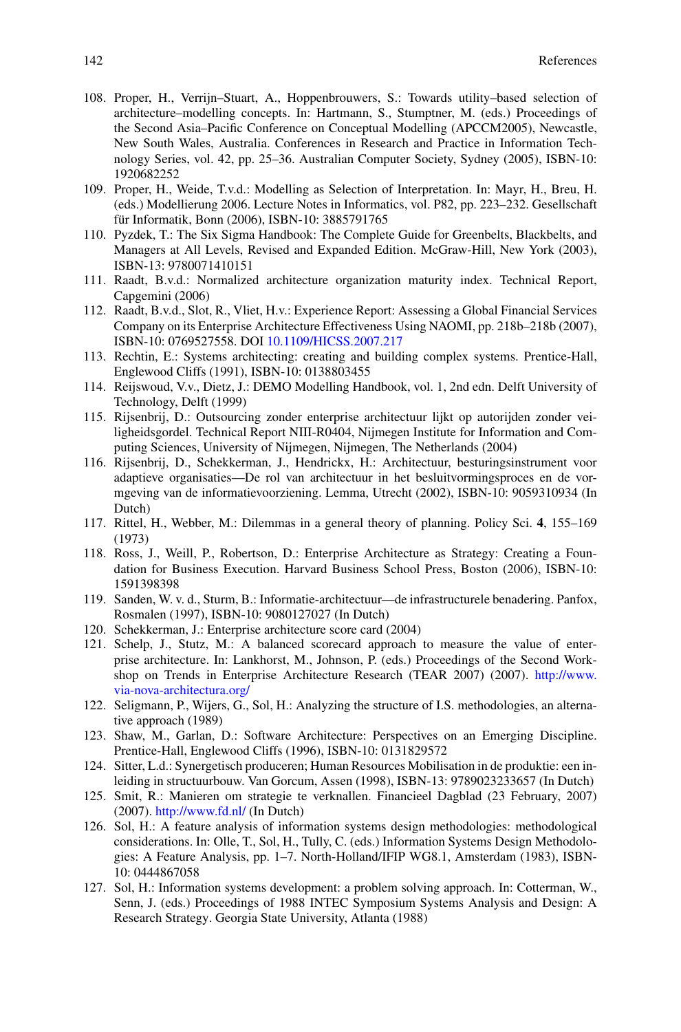108. Proper, H., Verrijn–Stuart, A., Hoppenbrouwers, S.: Towards utility–based selection of architecture–modelling concepts. In: Hartmann, S., Stumptner, M. (eds.) Proceedings of the Second Asia–Pacific Conference on Conceptual Modelling (APCCM2005), Newcastle, New South Wales, Australia. Conferences in Research and Practice in Information Technology Series, vol. 42, pp. 25–36. Australian Computer Society, Sydney (2005), ISBN-10: 1920682252
109. Proper, H., Weide, T.v.d.: Modelling as Selection of Interpretation. In: Mayr, H., Breu, H. (eds.) Modellierung 2006. Lecture Notes in Informatics, vol. P82, pp. 223–232. Gesellschaft für Informatik, Bonn (2006), ISBN-10: 3885791765
110. Pyzdek, T.: The Six Sigma Handbook: The Complete Guide for Greenbelts, Blackbelts, and Managers at All Levels, Revised and Expanded Edition. McGraw-Hill, New York (2003), ISBN-13: 9780071410151
111. Raadt, B.v.d.: Normalized architecture organization maturity index. Technical Report, Capgemini (2006)
112. Raadt, B.v.d., Slot, R., Vliet, H.v.: Experience Report: Assessing a Global Financial Services Company on its Enterprise Architecture Effectiveness Using NAOMI, pp. 218b–218b (2007), ISBN-10: 0769527558. DOI 10.1109/HICSS.2007.217
113. Rechtin, E.: Systems architecting: creating and building complex systems. Prentice-Hall, Englewood Cliffs (1991), ISBN-10: 0138803455
114. Reijswoud, V.v., Dietz, J.: DEMO Modelling Handbook, vol. 1, 2nd edn. Delft University of Technology, Delft (1999)
115. Rijsenbrij, D.: Outsourcing zonder enterprise architectuur lijkt op autorijden zonder veiligheidsgordel. Technical Report NIII-R0404, Nijmegen Institute for Information and Computing Sciences, University of Nijmegen, Nijmegen, The Netherlands (2004)
116. Rijsenbrij, D., Schekkerman, J., Hendrickx, H.: Architectuur, besturingsinstrument voor adaptieve organisaties—De rol van architectuur in het besluitvormingsproces en de vormgeving van de informatievoorziening. Lemma, Utrecht (2002), ISBN-10: 9059310934 (In Dutch)
117. Rittel, H., Webber, M.: Dilemmas in a general theory of planning. Policy Sci. **4**, 155–169 (1973)
118. Ross, J., Weill, P., Robertson, D.: Enterprise Architecture as Strategy: Creating a Foundation for Business Execution. Harvard Business School Press, Boston (2006), ISBN-10: 1591398398
119. Sanden, W. v. d., Sturm, B.: Informatie-architectuur—de infrastructurele benadering. Panfox, Rosmalen (1997), ISBN-10: 9080127027 (In Dutch)
120. Schekkerman, J.: Enterprise architecture score card (2004)
121. Schelp, J., Stutz, M.: A balanced scorecard approach to measure the value of enterprise architecture. In: Lankhorst, M., Johnson, P. (eds.) Proceedings of the Second Workshop on Trends in Enterprise Architecture Research (TEAR 2007) (2007). http://www.via-nova-architectura.org/
122. Seligmann, P., Wijers, G., Sol, H.: Analyzing the structure of I.S. methodologies, an alternative approach (1989)
123. Shaw, M., Garlan, D.: Software Architecture: Perspectives on an Emerging Discipline. Prentice-Hall, Englewood Cliffs (1996), ISBN-10: 0131829572
124. Sitter, L.d.: Synergetisch produceren; Human Resources Mobilisation in de produktie: een inleiding in structuurbouw. Van Gorcum, Assen (1998), ISBN-13: 9789023233657 (In Dutch)
125. Smit, R.: Manieren om strategie te verknallen. Financieel Dagblad (23 February, 2007) (2007). http://www.fd.nl/ (In Dutch)
126. Sol, H.: A feature analysis of information systems design methodologies: methodological considerations. In: Olle, T., Sol, H., Tully, C. (eds.) Information Systems Design Methodologies: A Feature Analysis, pp. 1–7. North-Holland/IFIP WG8.1, Amsterdam (1983), ISBN-10: 0444867058
127. Sol, H.: Information systems development: a problem solving approach. In: Cotterman, W., Senn, J. (eds.) Proceedings of 1988 INTEC Symposium Systems Analysis and Design: A Research Strategy. Georgia State University, Atlanta (1988)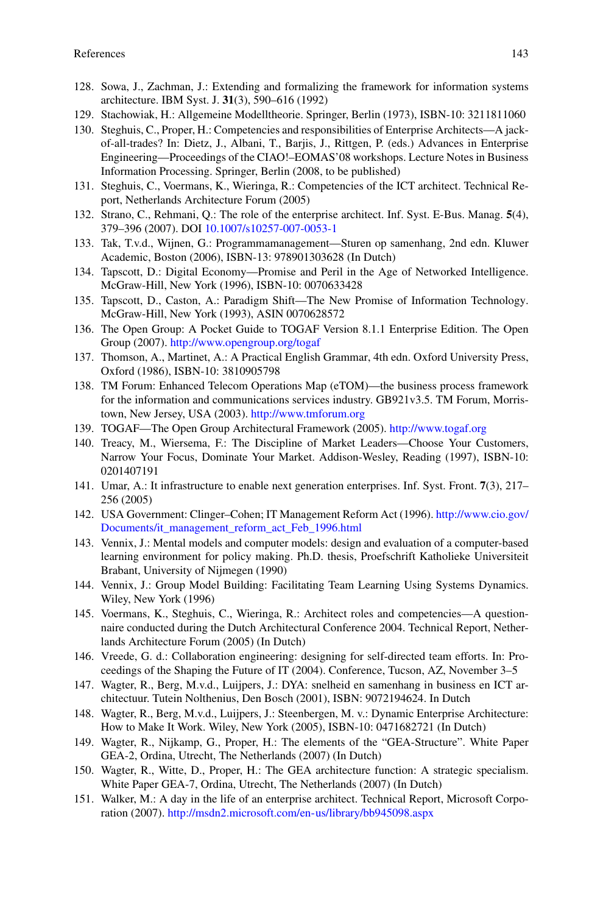128. Sowa, J., Zachman, J.: Extending and formalizing the framework for information systems architecture. IBM Syst. J. **31**(3), 590–616 (1992)
129. Stachowiak, H.: Allgemeine Modelltheorie. Springer, Berlin (1973), ISBN-10: 3211811060
130. Steghuis, C., Proper, H.: Competencies and responsibilities of Enterprise Architects—A jack-of-all-trades? In: Dietz, J., Albani, T., Barjis, J., Rittgen, P. (eds.) Advances in Enterprise Engineering—Proceedings of the CIAO!–EOMAS'08 workshops. Lecture Notes in Business Information Processing. Springer, Berlin (2008, to be published)
131. Steghuis, C., Voermans, K., Wieringa, R.: Competencies of the ICT architect. Technical Report, Netherlands Architecture Forum (2005)
132. Strano, C., Rehmani, Q.: The role of the enterprise architect. Inf. Syst. E-Bus. Manag. **5**(4), 379–396 (2007). DOI 10.1007/s10257-007-0053-1
133. Tak, T.v.d., Wijnen, G.: Programmamanagement—Sturen op samenhang, 2nd edn. Kluwer Academic, Boston (2006), ISBN-13: 978901303628 (In Dutch)
134. Tapscott, D.: Digital Economy—Promise and Peril in the Age of Networked Intelligence. McGraw-Hill, New York (1996), ISBN-10: 0070633428
135. Tapscott, D., Caston, A.: Paradigm Shift—The New Promise of Information Technology. McGraw-Hill, New York (1993), ASIN 0070628572
136. The Open Group: A Pocket Guide to TOGAF Version 8.1.1 Enterprise Edition. The Open Group (2007). http://www.opengroup.org/togaf
137. Thomson, A., Martinet, A.: A Practical English Grammar, 4th edn. Oxford University Press, Oxford (1986), ISBN-10: 3810905798
138. TM Forum: Enhanced Telecom Operations Map (eTOM)—the business process framework for the information and communications services industry. GB921v3.5. TM Forum, Morristown, New Jersey, USA (2003). http://www.tmforum.org
139. TOGAF—The Open Group Architectural Framework (2005). http://www.togaf.org
140. Treacy, M., Wiersema, F.: The Discipline of Market Leaders—Choose Your Customers, Narrow Your Focus, Dominate Your Market. Addison-Wesley, Reading (1997), ISBN-10: 0201407191
141. Umar, A.: It infrastructure to enable next generation enterprises. Inf. Syst. Front. **7**(3), 217–256 (2005)
142. USA Government: Clinger–Cohen; IT Management Reform Act (1996). http://www.cio.gov/Documents/it_management_reform_act_Feb_1996.html
143. Vennix, J.: Mental models and computer models: design and evaluation of a computer-based learning environment for policy making. Ph.D. thesis, Proefschrift Katholieke Universiteit Brabant, University of Nijmegen (1990)
144. Vennix, J.: Group Model Building: Facilitating Team Learning Using Systems Dynamics. Wiley, New York (1996)
145. Voermans, K., Steghuis, C., Wieringa, R.: Architect roles and competencies—A questionnaire conducted during the Dutch Architectural Conference 2004. Technical Report, Netherlands Architecture Forum (2005) (In Dutch)
146. Vreede, G. d.: Collaboration engineering: designing for self-directed team efforts. In: Proceedings of the Shaping the Future of IT (2004). Conference, Tucson, AZ, November 3–5
147. Wagter, R., Berg, M.v.d., Luijpers, J.: DYA: snelheid en samenhang in business en ICT architectuur. Tutein Nolthenius, Den Bosch (2001), ISBN: 9072194624. In Dutch
148. Wagter, R., Berg, M.v.d., Luijpers, J.: Steenbergen, M. v.: Dynamic Enterprise Architecture: How to Make It Work. Wiley, New York (2005), ISBN-10: 0471682721 (In Dutch)
149. Wagter, R., Nijkamp, G., Proper, H.: The elements of the "GEA-Structure". White Paper GEA-2, Ordina, Utrecht, The Netherlands (2007) (In Dutch)
150. Wagter, R., Witte, D., Proper, H.: The GEA architecture function: A strategic specialism. White Paper GEA-7, Ordina, Utrecht, The Netherlands (2007) (In Dutch)
151. Walker, M.: A day in the life of an enterprise architect. Technical Report, Microsoft Corporation (2007). http://msdn2.microsoft.com/en-us/library/bb945098.aspx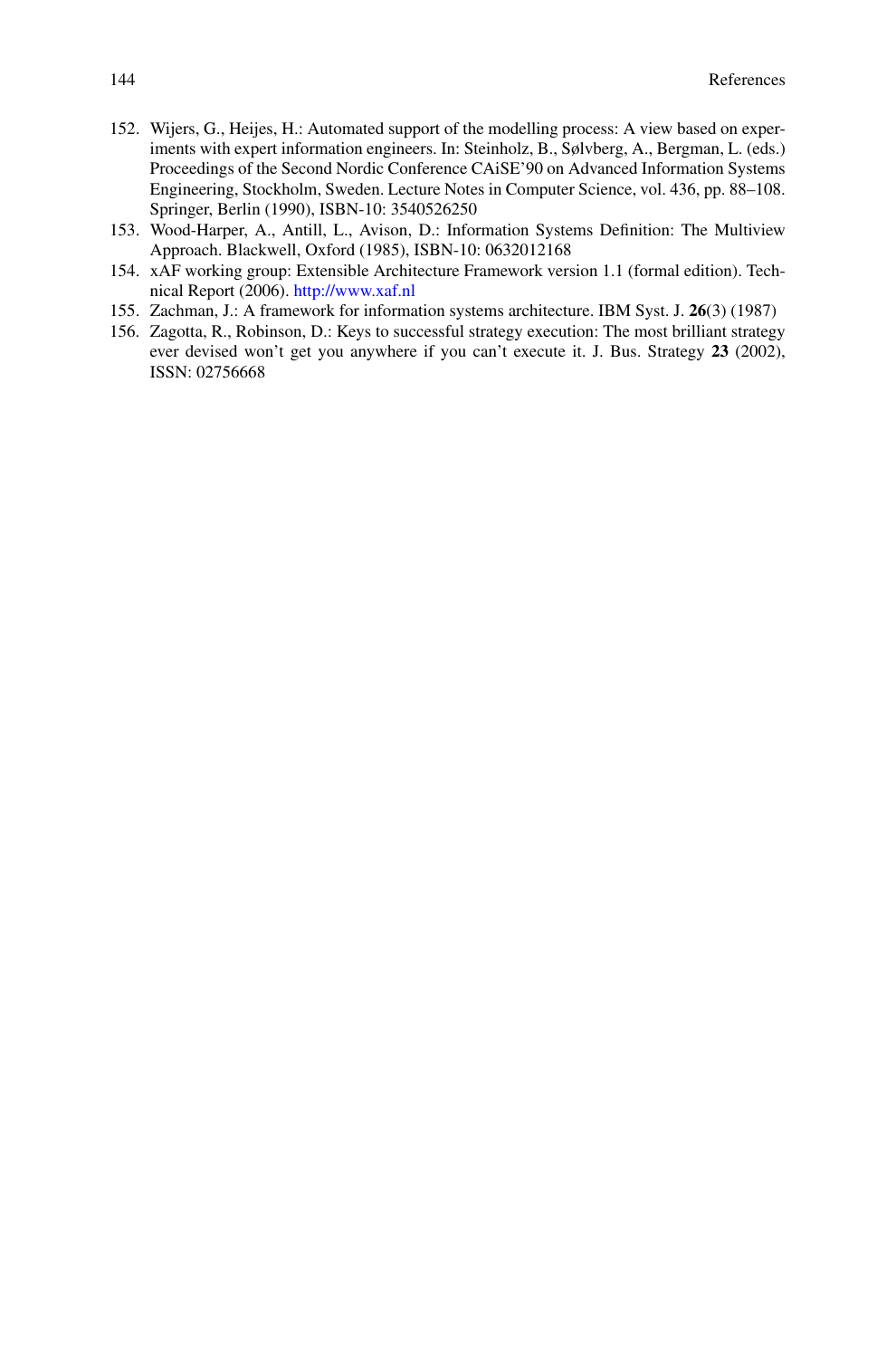152. Wijers, G., Heijes, H.: Automated support of the modelling process: A view based on experiments with expert information engineers. In: Steinholz, B., Sølvberg, A., Bergman, L. (eds.) Proceedings of the Second Nordic Conference CAiSE'90 on Advanced Information Systems Engineering, Stockholm, Sweden. Lecture Notes in Computer Science, vol. 436, pp. 88–108. Springer, Berlin (1990), ISBN-10: 3540526250
153. Wood-Harper, A., Antill, L., Avison, D.: Information Systems Definition: The Multiview Approach. Blackwell, Oxford (1985), ISBN-10: 0632012168
154. xAF working group: Extensible Architecture Framework version 1.1 (formal edition). Technical Report (2006). http://www.xaf.nl
155. Zachman, J.: A framework for information systems architecture. IBM Syst. J. **26**(3) (1987)
156. Zagotta, R., Robinson, D.: Keys to successful strategy execution: The most brilliant strategy ever devised won't get you anywhere if you can't execute it. J. Bus. Strategy **23** (2002), ISSN: 02756668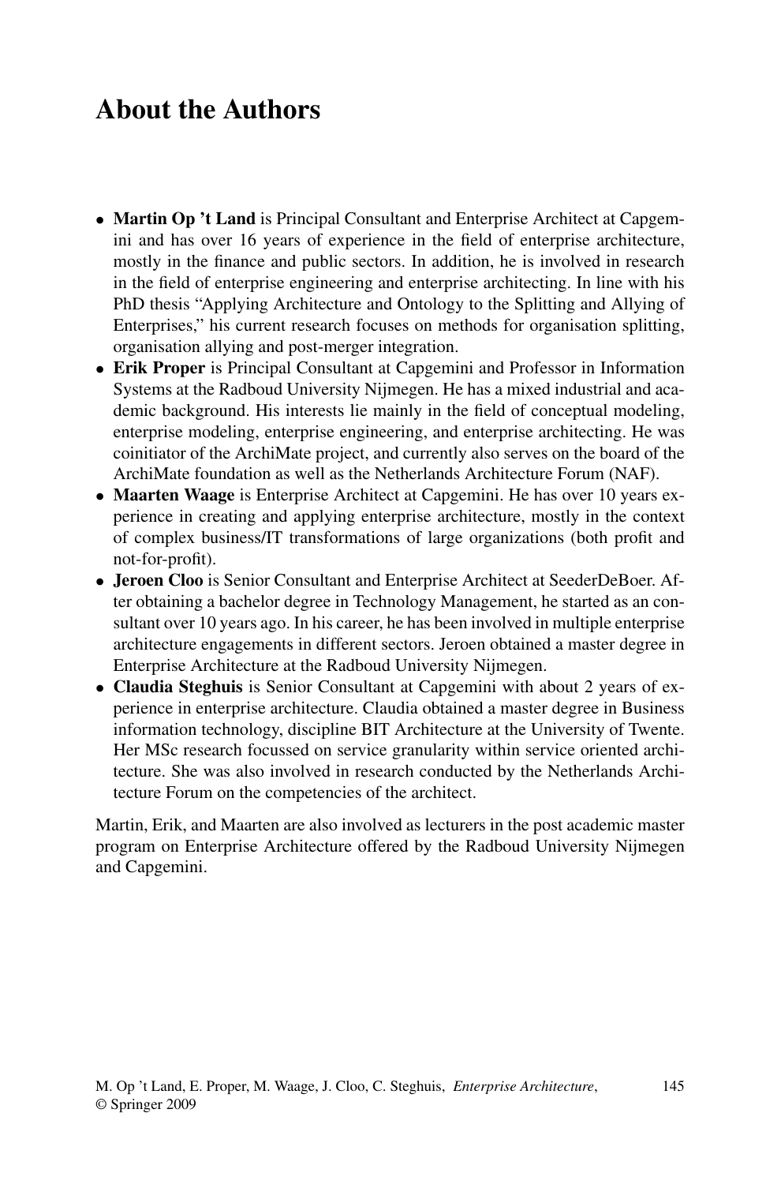# About the Authors

- **Martin Op 't Land** is Principal Consultant and Enterprise Architect at Capgemini and has over 16 years of experience in the field of enterprise architecture, mostly in the finance and public sectors. In addition, he is involved in research in the field of enterprise engineering and enterprise architecting. In line with his PhD thesis "Applying Architecture and Ontology to the Splitting and Allying of Enterprises," his current research focuses on methods for organisation splitting, organisation allying and post-merger integration.
- **Erik Proper** is Principal Consultant at Capgemini and Professor in Information Systems at the Radboud University Nijmegen. He has a mixed industrial and academic background. His interests lie mainly in the field of conceptual modeling, enterprise modeling, enterprise engineering, and enterprise architecting. He was coinitiator of the ArchiMate project, and currently also serves on the board of the ArchiMate foundation as well as the Netherlands Architecture Forum (NAF).
- **Maarten Waage** is Enterprise Architect at Capgemini. He has over 10 years experience in creating and applying enterprise architecture, mostly in the context of complex business/IT transformations of large organizations (both profit and not-for-profit).
- **Jeroen Cloo** is Senior Consultant and Enterprise Architect at SeederDeBoer. After obtaining a bachelor degree in Technology Management, he started as an consultant over 10 years ago. In his career, he has been involved in multiple enterprise architecture engagements in different sectors. Jeroen obtained a master degree in Enterprise Architecture at the Radboud University Nijmegen.
- **Claudia Steghuis** is Senior Consultant at Capgemini with about 2 years of experience in enterprise architecture. Claudia obtained a master degree in Business information technology, discipline BIT Architecture at the University of Twente. Her MSc research focussed on service granularity within service oriented architecture. She was also involved in research conducted by the Netherlands Architecture Forum on the competencies of the architect.

Martin, Erik, and Maarten are also involved as lecturers in the post academic master program on Enterprise Architecture offered by the Radboud University Nijmegen and Capgemini.

M. Op 't Land, E. Proper, M. Waage, J. Cloo, C. Steghuis, *Enterprise Architecture*,
© Springer 2009